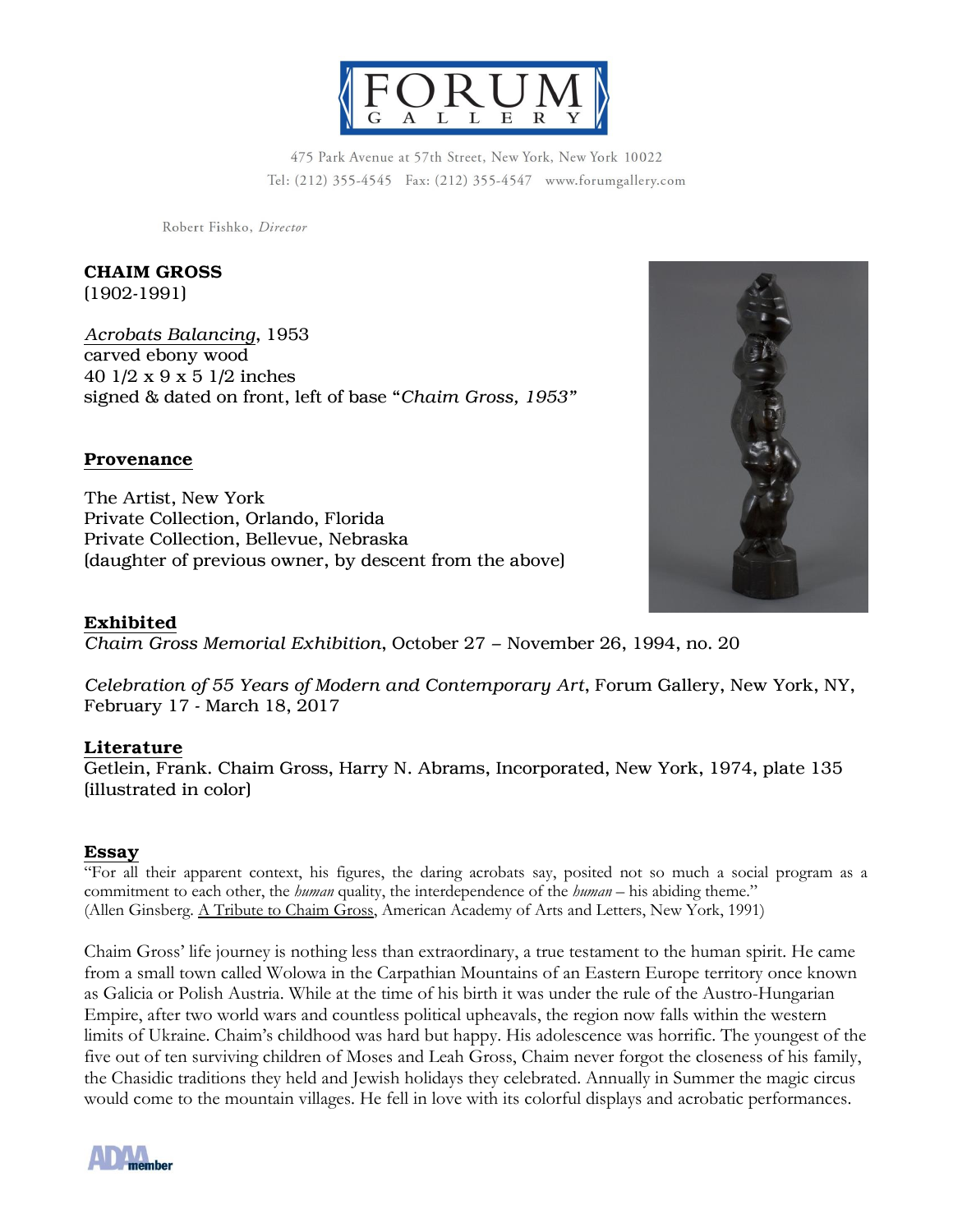# FORUM GALLERY

475 Park Avenue at 57th Street, New York, New York 10022
Tel: (212) 355-4545 Fax: (212) 355-4547 www.forumgallery.com

Robert Fishko, *Director*

**CHAIM GROSS**
(1902-1991)

*Acrobats Balancing*, 1953
carved ebony wood
40 1/2 x 9 x 5 1/2 inches
signed & dated on front, left of base "*Chaim Gross, 1953*"

## Provenance

The Artist, New York
Private Collection, Orlando, Florida
Private Collection, Bellevue, Nebraska
(daughter of previous owner, by descent from the above)

## Exhibited

*Chaim Gross Memorial Exhibition*, October 27 – November 26, 1994, no. 20

*Celebration of 55 Years of Modern and Contemporary Art*, Forum Gallery, New York, NY, February 17 - March 18, 2017

## Literature

Getlein, Frank. Chaim Gross, Harry N. Abrams, Incorporated, New York, 1974, plate 135 (illustrated in color)

## Essay

"For all their apparent context, his figures, the daring acrobats say, posited not so much a social program as a commitment to each other, the *human* quality, the interdependence of the *human* – his abiding theme."
(Allen Ginsberg. A Tribute to Chaim Gross, American Academy of Arts and Letters, New York, 1991)

Chaim Gross' life journey is nothing less than extraordinary, a true testament to the human spirit. He came from a small town called Wolowa in the Carpathian Mountains of an Eastern Europe territory once known as Galicia or Polish Austria. While at the time of his birth it was under the rule of the Austro-Hungarian Empire, after two world wars and countless political upheavals, the region now falls within the western limits of Ukraine. Chaim's childhood was hard but happy. His adolescence was horrific. The youngest of the five out of ten surviving children of Moses and Leah Gross, Chaim never forgot the closeness of his family, the Chasidic traditions they held and Jewish holidays they celebrated. Annually in Summer the magic circus would come to the mountain villages. He fell in love with its colorful displays and acrobatic performances.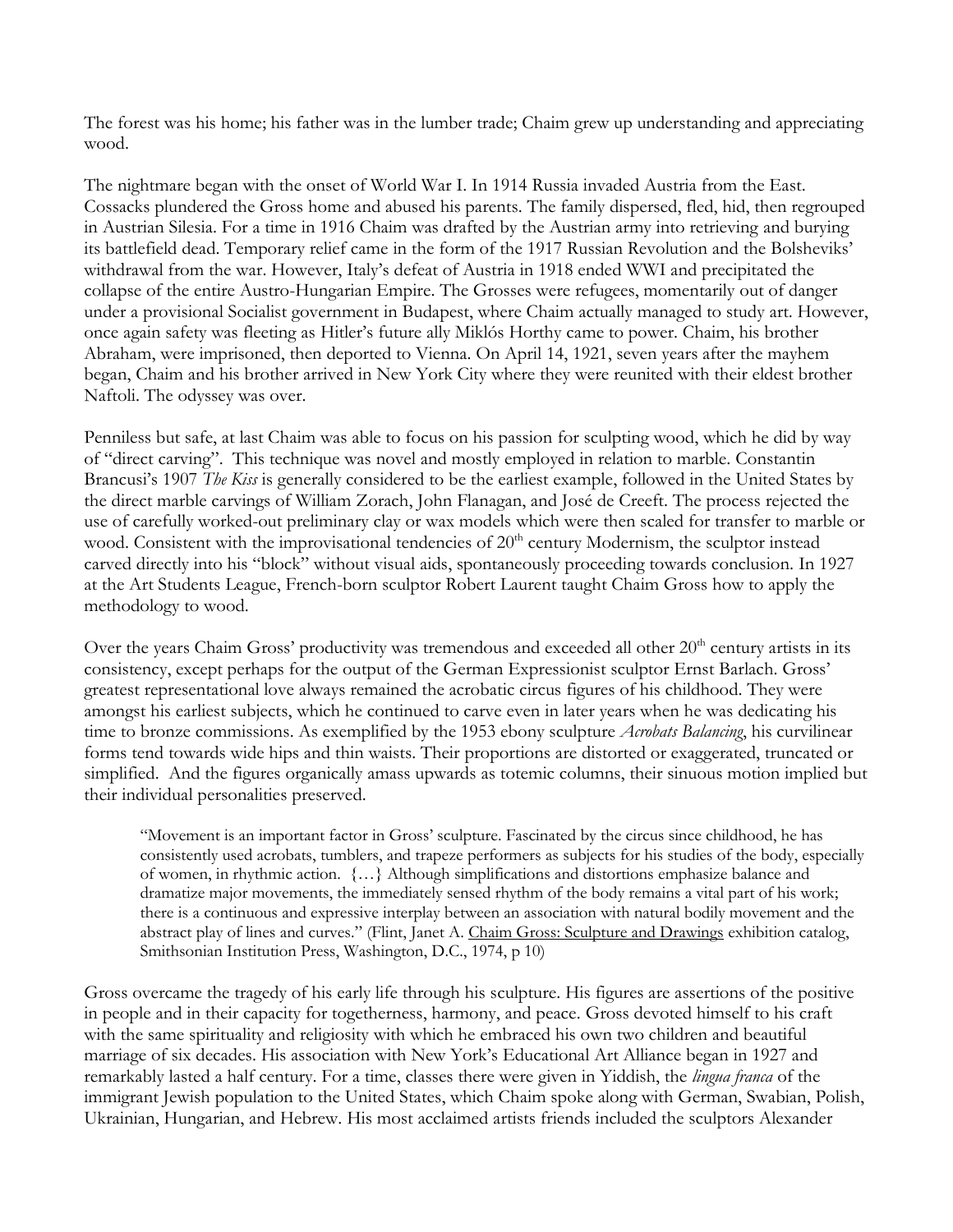The forest was his home; his father was in the lumber trade; Chaim grew up understanding and appreciating wood.

The nightmare began with the onset of World War I. In 1914 Russia invaded Austria from the East. Cossacks plundered the Gross home and abused his parents. The family dispersed, fled, hid, then regrouped in Austrian Silesia. For a time in 1916 Chaim was drafted by the Austrian army into retrieving and burying its battlefield dead. Temporary relief came in the form of the 1917 Russian Revolution and the Bolsheviks' withdrawal from the war. However, Italy's defeat of Austria in 1918 ended WWI and precipitated the collapse of the entire Austro-Hungarian Empire. The Grosses were refugees, momentarily out of danger under a provisional Socialist government in Budapest, where Chaim actually managed to study art. However, once again safety was fleeting as Hitler's future ally Miklós Horthy came to power. Chaim, his brother Abraham, were imprisoned, then deported to Vienna. On April 14, 1921, seven years after the mayhem began, Chaim and his brother arrived in New York City where they were reunited with their eldest brother Naftoli. The odyssey was over.

Penniless but safe, at last Chaim was able to focus on his passion for sculpting wood, which he did by way of "direct carving". This technique was novel and mostly employed in relation to marble. Constantin Brancusi's 1907 *The Kiss* is generally considered to be the earliest example, followed in the United States by the direct marble carvings of William Zorach, John Flanagan, and José de Creeft. The process rejected the use of carefully worked-out preliminary clay or wax models which were then scaled for transfer to marble or wood. Consistent with the improvisational tendencies of 20th century Modernism, the sculptor instead carved directly into his "block" without visual aids, spontaneously proceeding towards conclusion. In 1927 at the Art Students League, French-born sculptor Robert Laurent taught Chaim Gross how to apply the methodology to wood.

Over the years Chaim Gross' productivity was tremendous and exceeded all other 20th century artists in its consistency, except perhaps for the output of the German Expressionist sculptor Ernst Barlach. Gross' greatest representational love always remained the acrobatic circus figures of his childhood. They were amongst his earliest subjects, which he continued to carve even in later years when he was dedicating his time to bronze commissions. As exemplified by the 1953 ebony sculpture *Acrobats Balancing*, his curvilinear forms tend towards wide hips and thin waists. Their proportions are distorted or exaggerated, truncated or simplified. And the figures organically amass upwards as totemic columns, their sinuous motion implied but their individual personalities preserved.

> "Movement is an important factor in Gross' sculpture. Fascinated by the circus since childhood, he has consistently used acrobats, tumblers, and trapeze performers as subjects for his studies of the body, especially of women, in rhythmic action. {…} Although simplifications and distortions emphasize balance and dramatize major movements, the immediately sensed rhythm of the body remains a vital part of his work; there is a continuous and expressive interplay between an association with natural bodily movement and the abstract play of lines and curves." (Flint, Janet A. Chaim Gross: Sculpture and Drawings exhibition catalog, Smithsonian Institution Press, Washington, D.C., 1974, p 10)

Gross overcame the tragedy of his early life through his sculpture. His figures are assertions of the positive in people and in their capacity for togetherness, harmony, and peace. Gross devoted himself to his craft with the same spirituality and religiosity with which he embraced his own two children and beautiful marriage of six decades. His association with New York's Educational Art Alliance began in 1927 and remarkably lasted a half century. For a time, classes there were given in Yiddish, the *lingua franca* of the immigrant Jewish population to the United States, which Chaim spoke along with German, Swabian, Polish, Ukrainian, Hungarian, and Hebrew. His most acclaimed artists friends included the sculptors Alexander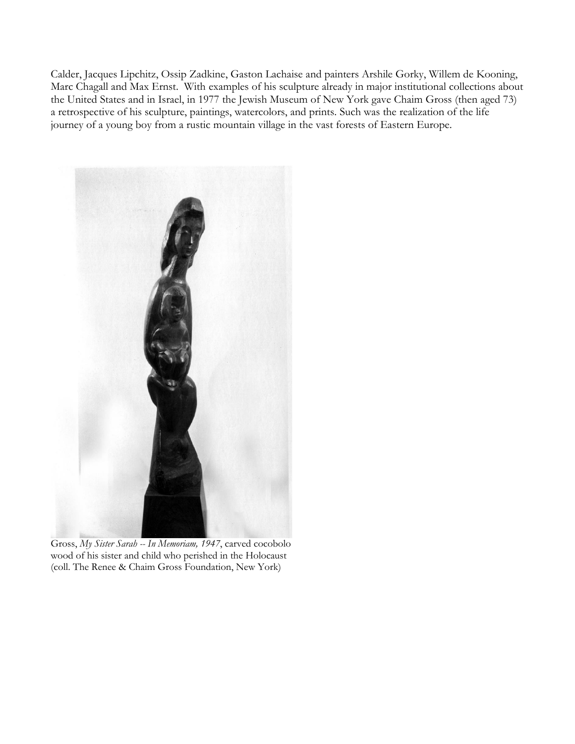Calder, Jacques Lipchitz, Ossip Zadkine, Gaston Lachaise and painters Arshile Gorky, Willem de Kooning, Marc Chagall and Max Ernst. With examples of his sculpture already in major institutional collections about the United States and in Israel, in 1977 the Jewish Museum of New York gave Chaim Gross (then aged 73) a retrospective of his sculpture, paintings, watercolors, and prints. Such was the realization of the life journey of a young boy from a rustic mountain village in the vast forests of Eastern Europe.

Gross, *My Sister Sarah -- In Memoriam, 1947*, carved cocobolo wood of his sister and child who perished in the Holocaust (coll. The Renee & Chaim Gross Foundation, New York)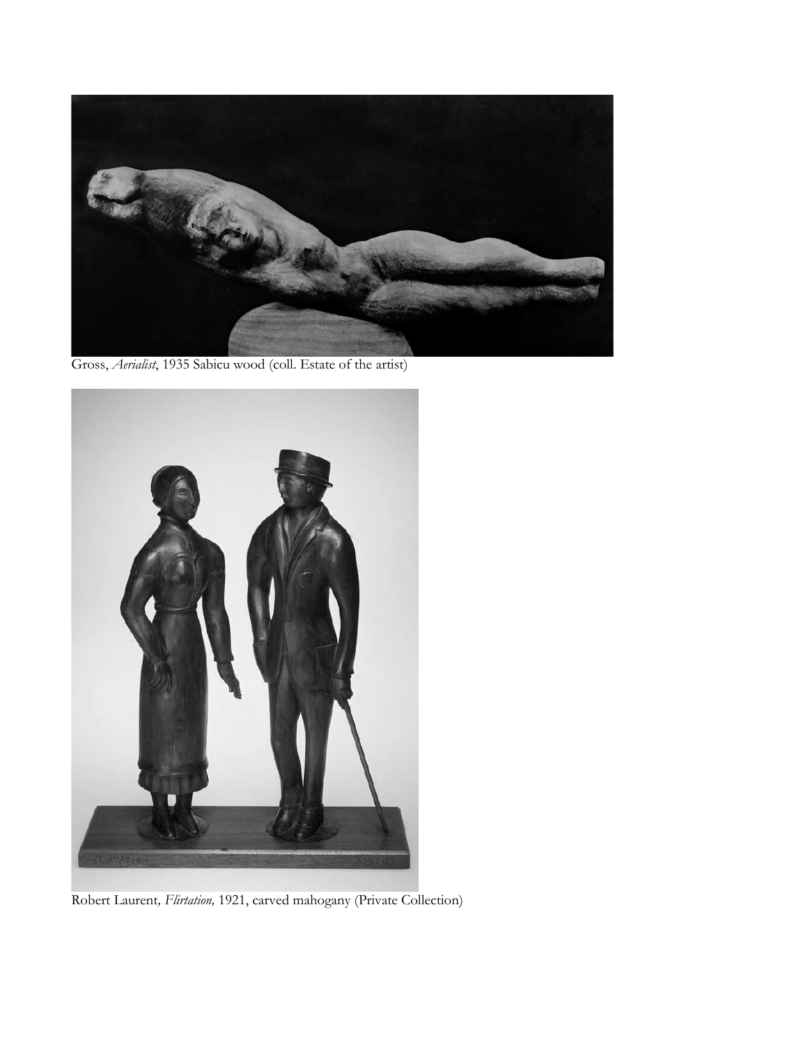Gross, *Aerialist*, 1935 Sabicu wood (coll. Estate of the artist)

Robert Laurent*, Flirtation,* 1921, carved mahogany (Private Collection)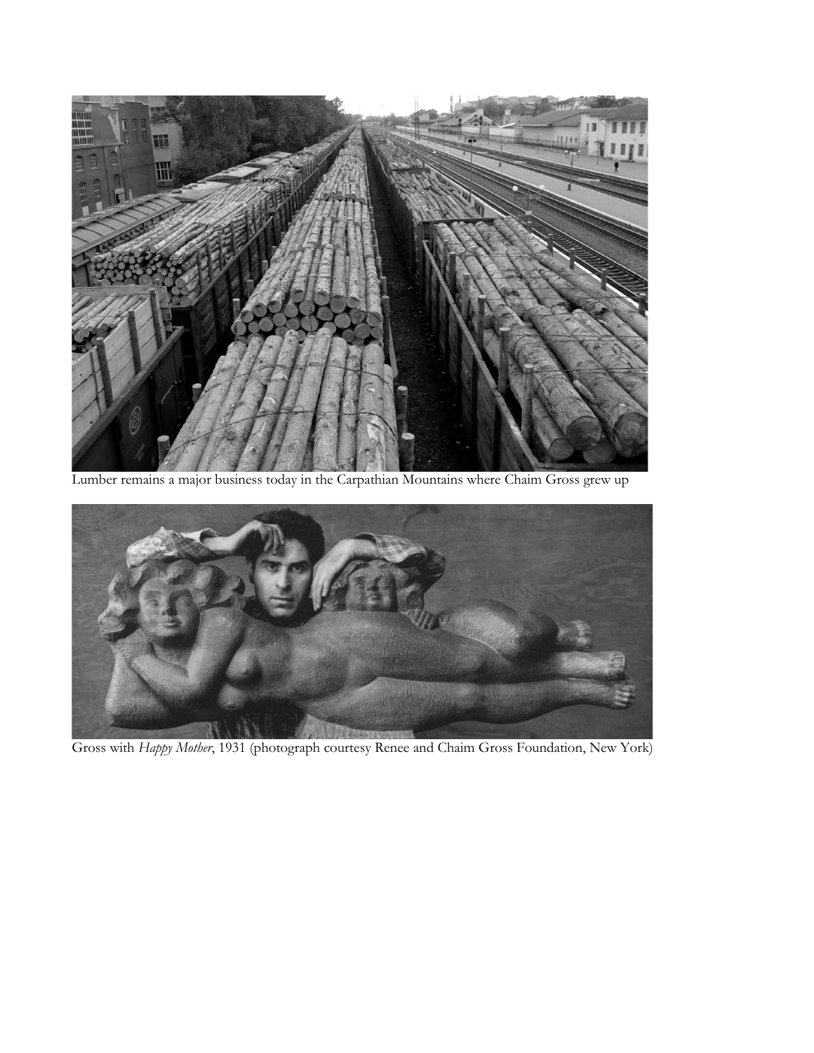Lumber remains a major business today in the Carpathian Mountains where Chaim Gross grew up

Gross with *Happy Mother*, 1931 (photograph courtesy Renee and Chaim Gross Foundation, New York)